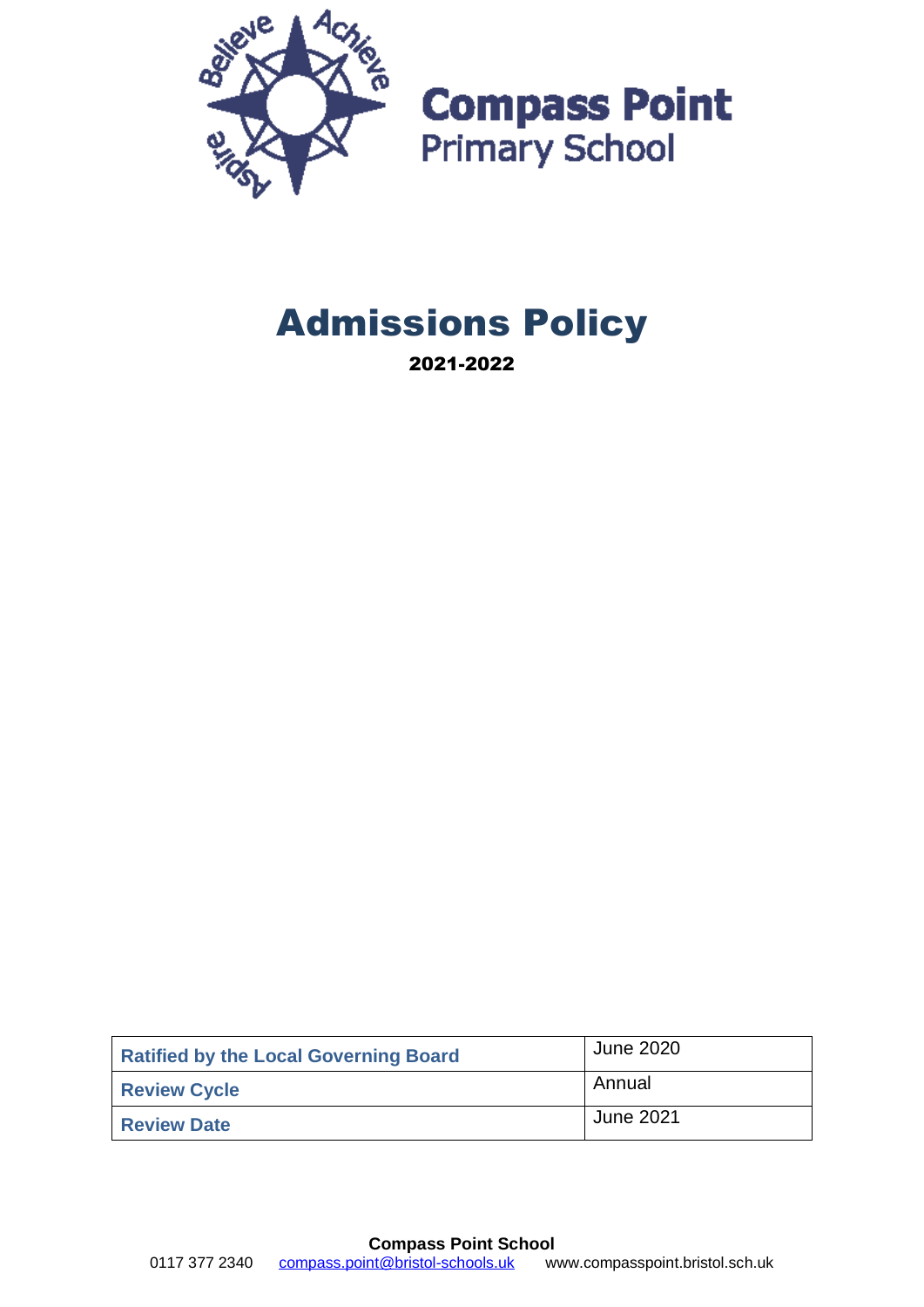Believe Achieve Aspire

**Compass Point**
Primary School

# Admissions Policy

**2021-2022**

| Ratified by the Local Governing Board | June 2020 |
| --- | --- |
| Review Cycle | Annual |
| Review Date | June 2021 |

**Compass Point School**
0117 377 2340 compass.point@bristol-schools.uk www.compasspoint.bristol.sch.uk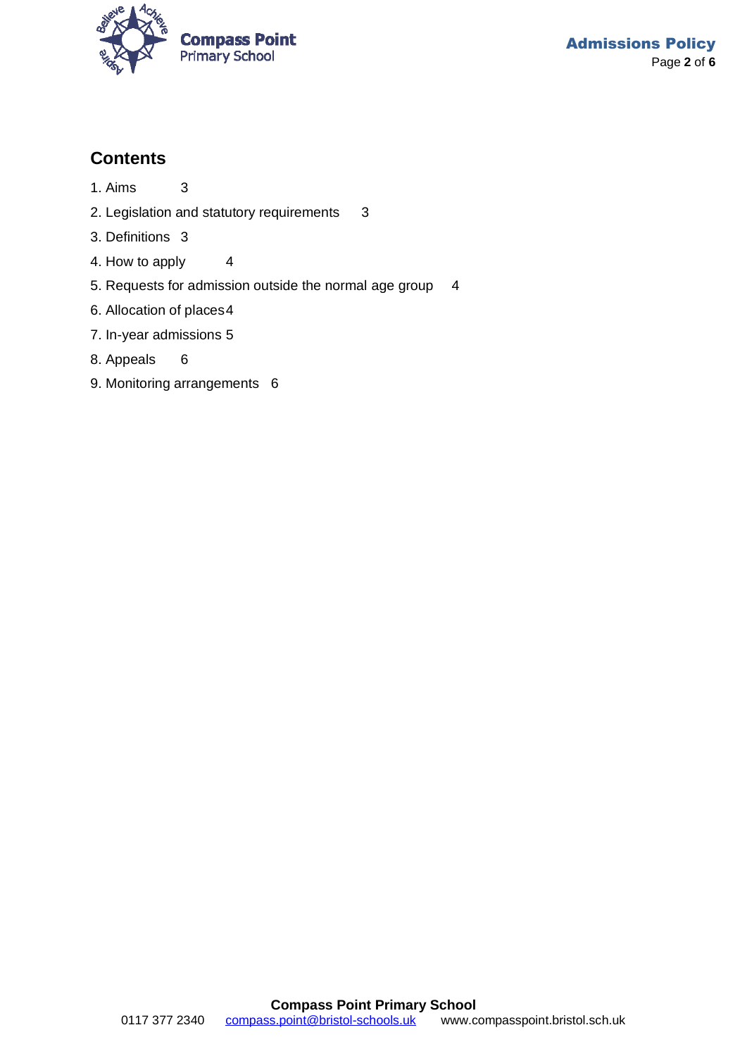## Contents

1. Aims 3
2. Legislation and statutory requirements 3
3. Definitions 3
4. How to apply 4
5. Requests for admission outside the normal age group 4
6. Allocation of places 4
7. In-year admissions 5
8. Appeals 6
9. Monitoring arrangements 6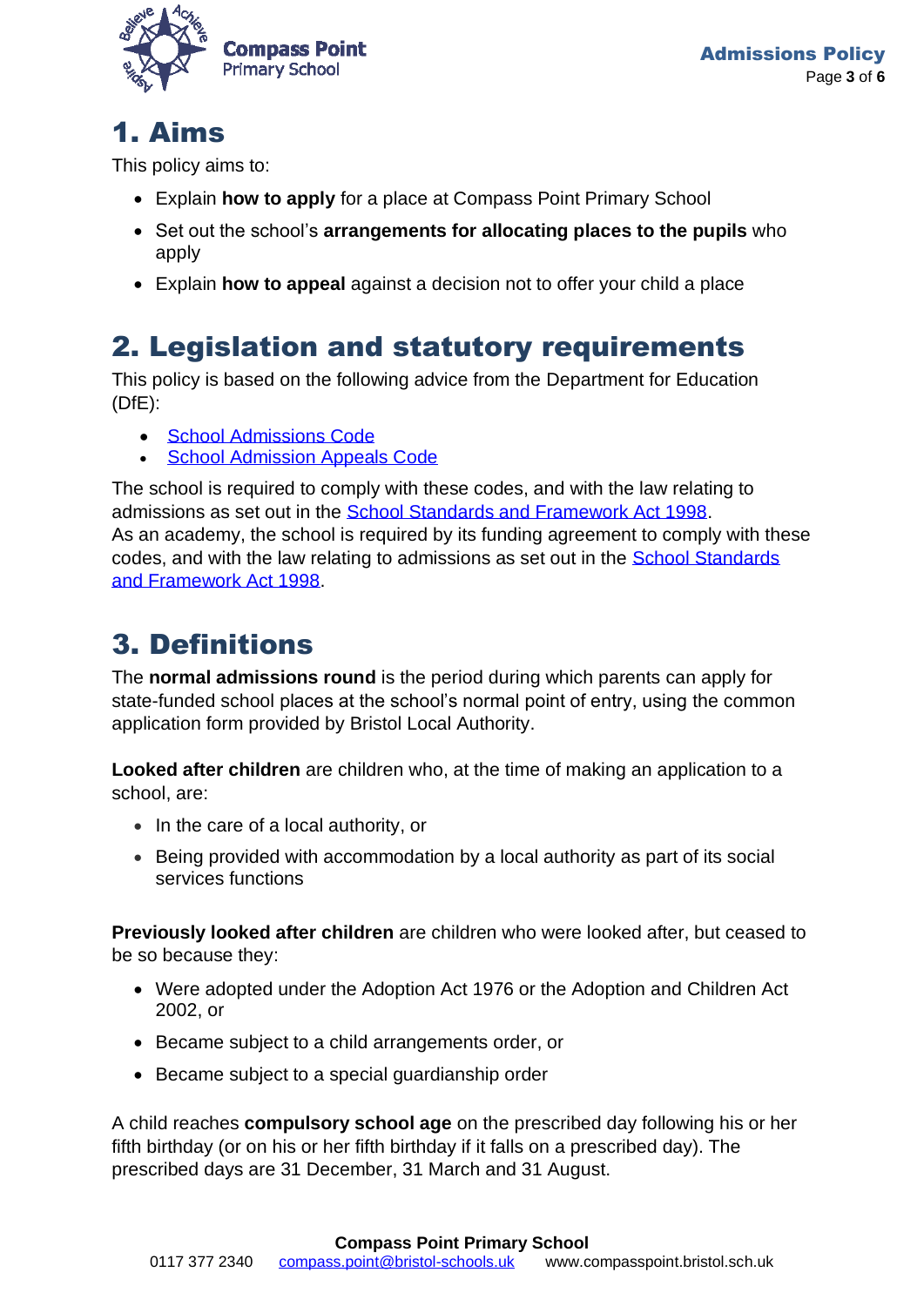# 1. Aims

This policy aims to:

- Explain **how to apply** for a place at Compass Point Primary School
- Set out the school's **arrangements for allocating places to the pupils** who apply
- Explain **how to appeal** against a decision not to offer your child a place

# 2. Legislation and statutory requirements

This policy is based on the following advice from the Department for Education (DfE):

- [School Admissions Code]
- [School Admission Appeals Code]

The school is required to comply with these codes, and with the law relating to admissions as set out in the [School Standards and Framework Act 1998].
As an academy, the school is required by its funding agreement to comply with these codes, and with the law relating to admissions as set out in the [School Standards and Framework Act 1998].

# 3. Definitions

The **normal admissions round** is the period during which parents can apply for state-funded school places at the school's normal point of entry, using the common application form provided by Bristol Local Authority.

**Looked after children** are children who, at the time of making an application to a school, are:

- In the care of a local authority, or
- Being provided with accommodation by a local authority as part of its social services functions

**Previously looked after children** are children who were looked after, but ceased to be so because they:

- Were adopted under the Adoption Act 1976 or the Adoption and Children Act 2002, or
- Became subject to a child arrangements order, or
- Became subject to a special guardianship order

A child reaches **compulsory school age** on the prescribed day following his or her fifth birthday (or on his or her fifth birthday if it falls on a prescribed day). The prescribed days are 31 December, 31 March and 31 August.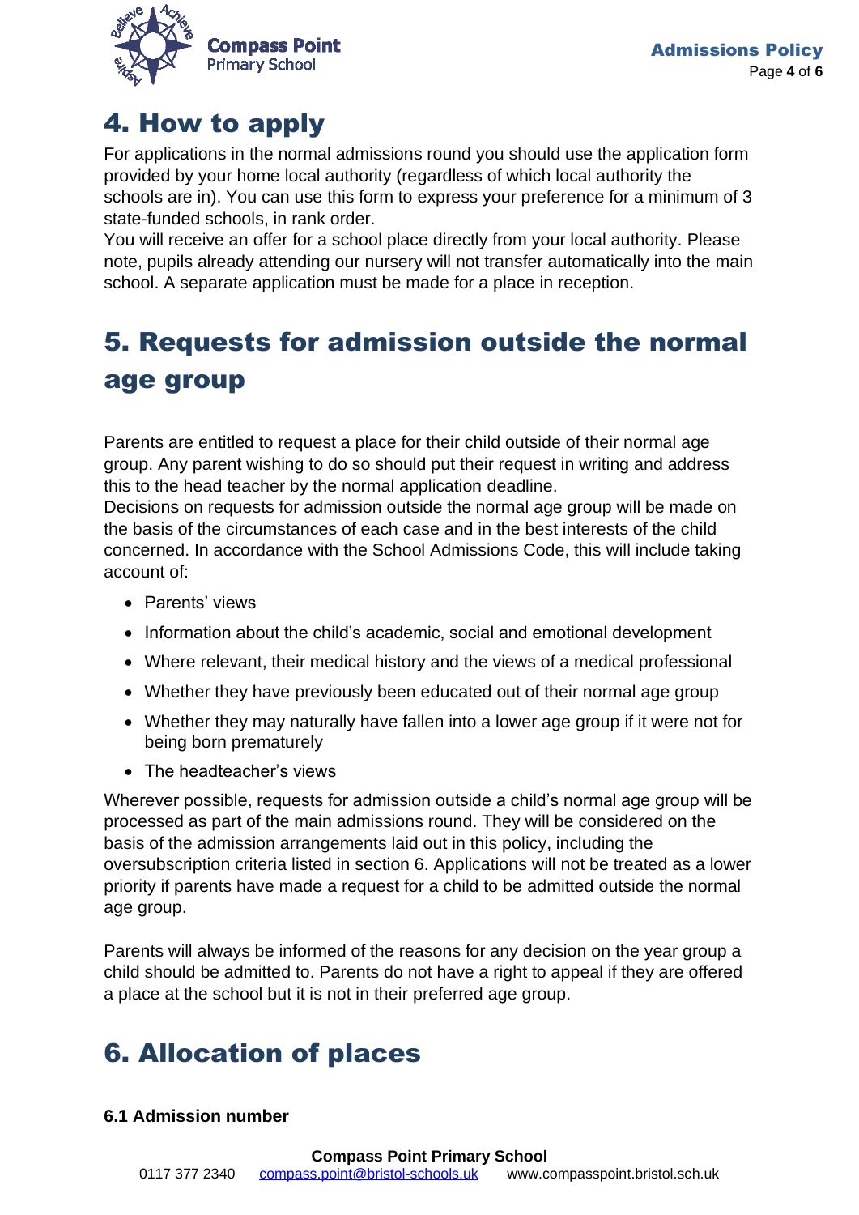## 4. How to apply

For applications in the normal admissions round you should use the application form provided by your home local authority (regardless of which local authority the schools are in). You can use this form to express your preference for a minimum of 3 state-funded schools, in rank order.

You will receive an offer for a school place directly from your local authority. Please note, pupils already attending our nursery will not transfer automatically into the main school. A separate application must be made for a place in reception.

## 5. Requests for admission outside the normal age group

Parents are entitled to request a place for their child outside of their normal age group. Any parent wishing to do so should put their request in writing and address this to the head teacher by the normal application deadline.

Decisions on requests for admission outside the normal age group will be made on the basis of the circumstances of each case and in the best interests of the child concerned. In accordance with the School Admissions Code, this will include taking account of:

- Parents' views
- Information about the child's academic, social and emotional development
- Where relevant, their medical history and the views of a medical professional
- Whether they have previously been educated out of their normal age group
- Whether they may naturally have fallen into a lower age group if it were not for being born prematurely
- The headteacher's views

Wherever possible, requests for admission outside a child's normal age group will be processed as part of the main admissions round. They will be considered on the basis of the admission arrangements laid out in this policy, including the oversubscription criteria listed in section 6. Applications will not be treated as a lower priority if parents have made a request for a child to be admitted outside the normal age group.

Parents will always be informed of the reasons for any decision on the year group a child should be admitted to. Parents do not have a right to appeal if they are offered a place at the school but it is not in their preferred age group.

## 6. Allocation of places

### 6.1 Admission number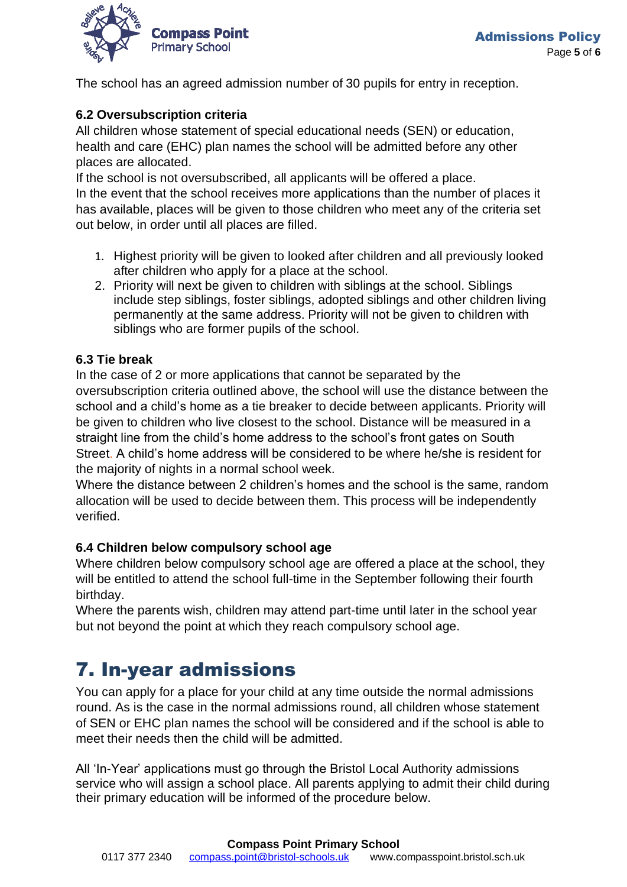The school has an agreed admission number of 30 pupils for entry in reception.

### 6.2 Oversubscription criteria

All children whose statement of special educational needs (SEN) or education, health and care (EHC) plan names the school will be admitted before any other places are allocated.

If the school is not oversubscribed, all applicants will be offered a place.

In the event that the school receives more applications than the number of places it has available, places will be given to those children who meet any of the criteria set out below, in order until all places are filled.

1. Highest priority will be given to looked after children and all previously looked after children who apply for a place at the school.
2. Priority will next be given to children with siblings at the school. Siblings include step siblings, foster siblings, adopted siblings and other children living permanently at the same address. Priority will not be given to children with siblings who are former pupils of the school.

### 6.3 Tie break

In the case of 2 or more applications that cannot be separated by the oversubscription criteria outlined above, the school will use the distance between the school and a child's home as a tie breaker to decide between applicants. Priority will be given to children who live closest to the school. Distance will be measured in a straight line from the child's home address to the school's front gates on South Street. A child's home address will be considered to be where he/she is resident for the majority of nights in a normal school week.

Where the distance between 2 children's homes and the school is the same, random allocation will be used to decide between them. This process will be independently verified.

### 6.4 Children below compulsory school age

Where children below compulsory school age are offered a place at the school, they will be entitled to attend the school full-time in the September following their fourth birthday.

Where the parents wish, children may attend part-time until later in the school year but not beyond the point at which they reach compulsory school age.

# 7. In-year admissions

You can apply for a place for your child at any time outside the normal admissions round. As is the case in the normal admissions round, all children whose statement of SEN or EHC plan names the school will be considered and if the school is able to meet their needs then the child will be admitted.

All 'In-Year' applications must go through the Bristol Local Authority admissions service who will assign a school place. All parents applying to admit their child during their primary education will be informed of the procedure below.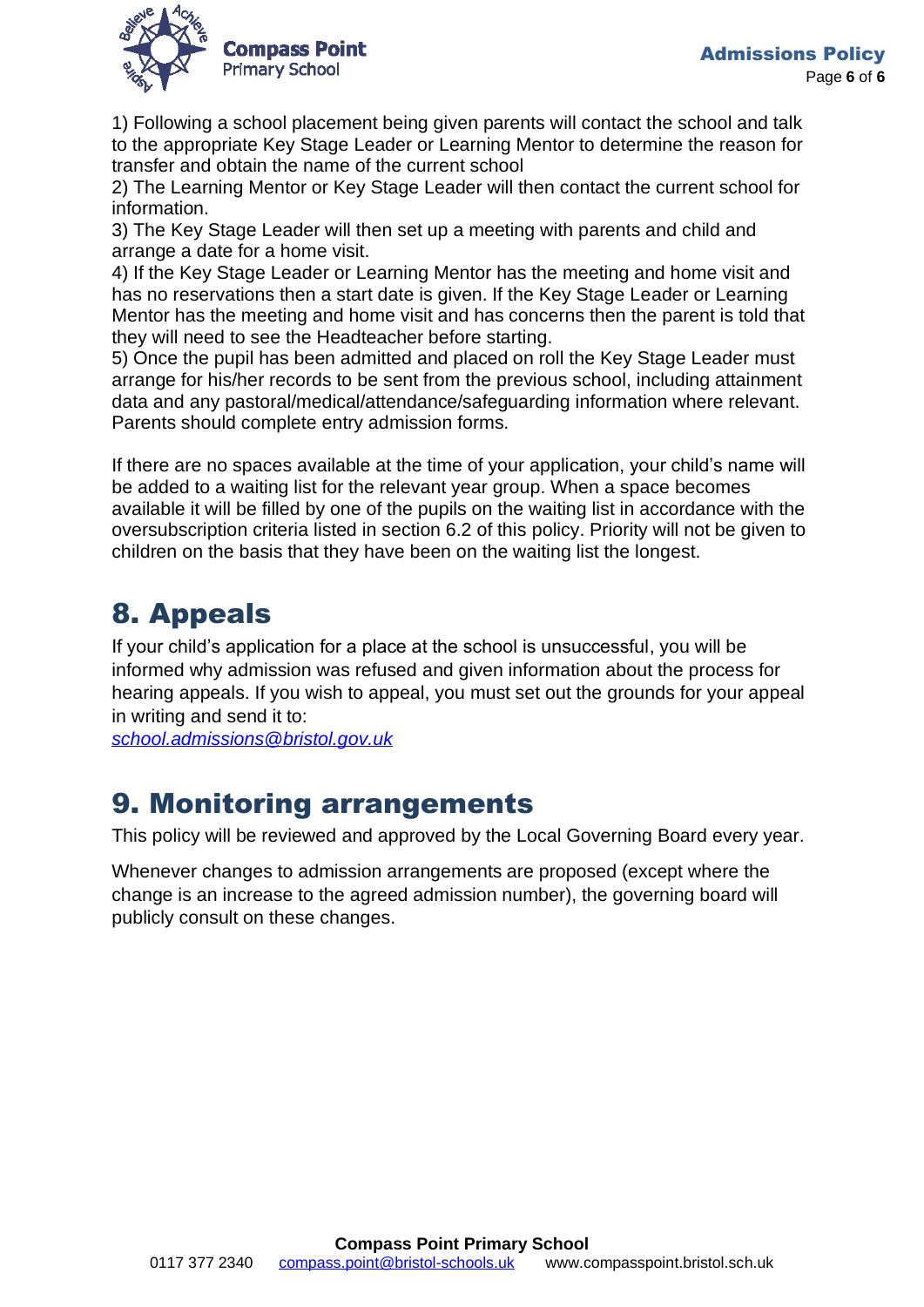1) Following a school placement being given parents will contact the school and talk to the appropriate Key Stage Leader or Learning Mentor to determine the reason for transfer and obtain the name of the current school
2) The Learning Mentor or Key Stage Leader will then contact the current school for information.
3) The Key Stage Leader will then set up a meeting with parents and child and arrange a date for a home visit.
4) If the Key Stage Leader or Learning Mentor has the meeting and home visit and has no reservations then a start date is given. If the Key Stage Leader or Learning Mentor has the meeting and home visit and has concerns then the parent is told that they will need to see the Headteacher before starting.
5) Once the pupil has been admitted and placed on roll the Key Stage Leader must arrange for his/her records to be sent from the previous school, including attainment data and any pastoral/medical/attendance/safeguarding information where relevant. Parents should complete entry admission forms.

If there are no spaces available at the time of your application, your child's name will be added to a waiting list for the relevant year group. When a space becomes available it will be filled by one of the pupils on the waiting list in accordance with the oversubscription criteria listed in section 6.2 of this policy. Priority will not be given to children on the basis that they have been on the waiting list the longest.

# 8. Appeals

If your child's application for a place at the school is unsuccessful, you will be informed why admission was refused and given information about the process for hearing appeals. If you wish to appeal, you must set out the grounds for your appeal in writing and send it to:
*school.admissions@bristol.gov.uk*

# 9. Monitoring arrangements

This policy will be reviewed and approved by the Local Governing Board every year.

Whenever changes to admission arrangements are proposed (except where the change is an increase to the agreed admission number), the governing board will publicly consult on these changes.